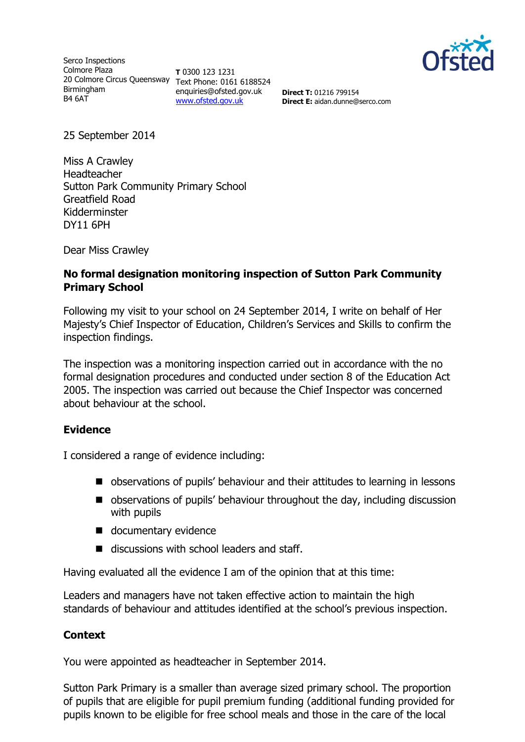Serco Inspections
Colmore Plaza
20 Colmore Circus Queensway
Birmingham
B4 6AT

**T** 0300 123 1231
Text Phone: 0161 6188524
enquiries@ofsted.gov.uk
www.ofsted.gov.uk

**Direct T:** 01216 799154
**Direct E:** aidan.dunne@serco.com

25 September 2014

Miss A Crawley
Headteacher
Sutton Park Community Primary School
Greatfield Road
Kidderminster
DY11 6PH

Dear Miss Crawley

**No formal designation monitoring inspection of Sutton Park Community Primary School**

Following my visit to your school on 24 September 2014, I write on behalf of Her Majesty's Chief Inspector of Education, Children's Services and Skills to confirm the inspection findings.

The inspection was a monitoring inspection carried out in accordance with the no formal designation procedures and conducted under section 8 of the Education Act 2005. The inspection was carried out because the Chief Inspector was concerned about behaviour at the school.

## Evidence

I considered a range of evidence including:

- observations of pupils' behaviour and their attitudes to learning in lessons
- observations of pupils' behaviour throughout the day, including discussion with pupils
- documentary evidence
- discussions with school leaders and staff.

Having evaluated all the evidence I am of the opinion that at this time:

Leaders and managers have not taken effective action to maintain the high standards of behaviour and attitudes identified at the school's previous inspection.

## Context

You were appointed as headteacher in September 2014.

Sutton Park Primary is a smaller than average sized primary school. The proportion of pupils that are eligible for pupil premium funding (additional funding provided for pupils known to be eligible for free school meals and those in the care of the local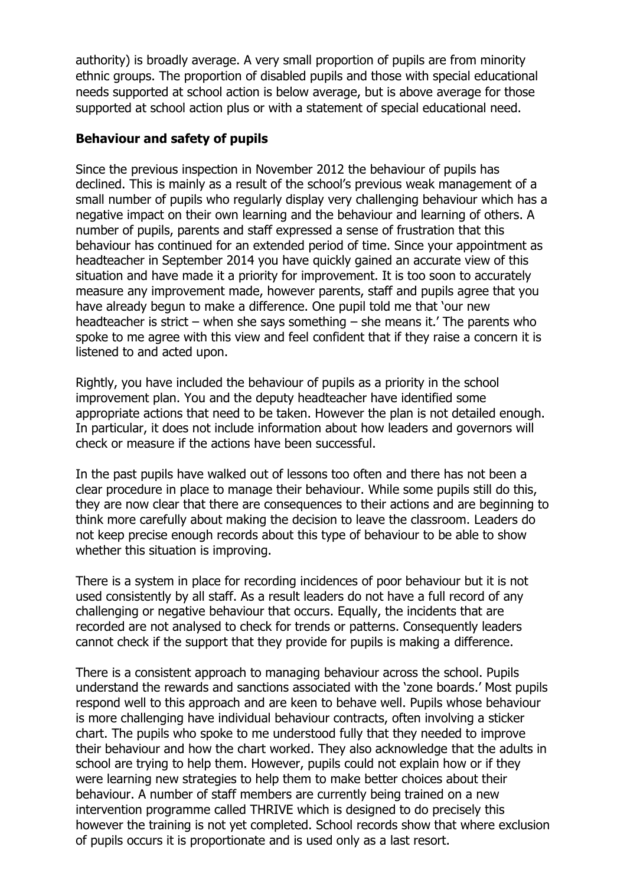authority) is broadly average. A very small proportion of pupils are from minority ethnic groups. The proportion of disabled pupils and those with special educational needs supported at school action is below average, but is above average for those supported at school action plus or with a statement of special educational need.

## Behaviour and safety of pupils

Since the previous inspection in November 2012 the behaviour of pupils has declined. This is mainly as a result of the school's previous weak management of a small number of pupils who regularly display very challenging behaviour which has a negative impact on their own learning and the behaviour and learning of others. A number of pupils, parents and staff expressed a sense of frustration that this behaviour has continued for an extended period of time. Since your appointment as headteacher in September 2014 you have quickly gained an accurate view of this situation and have made it a priority for improvement. It is too soon to accurately measure any improvement made, however parents, staff and pupils agree that you have already begun to make a difference. One pupil told me that 'our new headteacher is strict – when she says something – she means it.' The parents who spoke to me agree with this view and feel confident that if they raise a concern it is listened to and acted upon.

Rightly, you have included the behaviour of pupils as a priority in the school improvement plan. You and the deputy headteacher have identified some appropriate actions that need to be taken. However the plan is not detailed enough. In particular, it does not include information about how leaders and governors will check or measure if the actions have been successful.

In the past pupils have walked out of lessons too often and there has not been a clear procedure in place to manage their behaviour. While some pupils still do this, they are now clear that there are consequences to their actions and are beginning to think more carefully about making the decision to leave the classroom. Leaders do not keep precise enough records about this type of behaviour to be able to show whether this situation is improving.

There is a system in place for recording incidences of poor behaviour but it is not used consistently by all staff. As a result leaders do not have a full record of any challenging or negative behaviour that occurs. Equally, the incidents that are recorded are not analysed to check for trends or patterns. Consequently leaders cannot check if the support that they provide for pupils is making a difference.

There is a consistent approach to managing behaviour across the school. Pupils understand the rewards and sanctions associated with the 'zone boards.' Most pupils respond well to this approach and are keen to behave well. Pupils whose behaviour is more challenging have individual behaviour contracts, often involving a sticker chart. The pupils who spoke to me understood fully that they needed to improve their behaviour and how the chart worked. They also acknowledge that the adults in school are trying to help them. However, pupils could not explain how or if they were learning new strategies to help them to make better choices about their behaviour. A number of staff members are currently being trained on a new intervention programme called THRIVE which is designed to do precisely this however the training is not yet completed. School records show that where exclusion of pupils occurs it is proportionate and is used only as a last resort.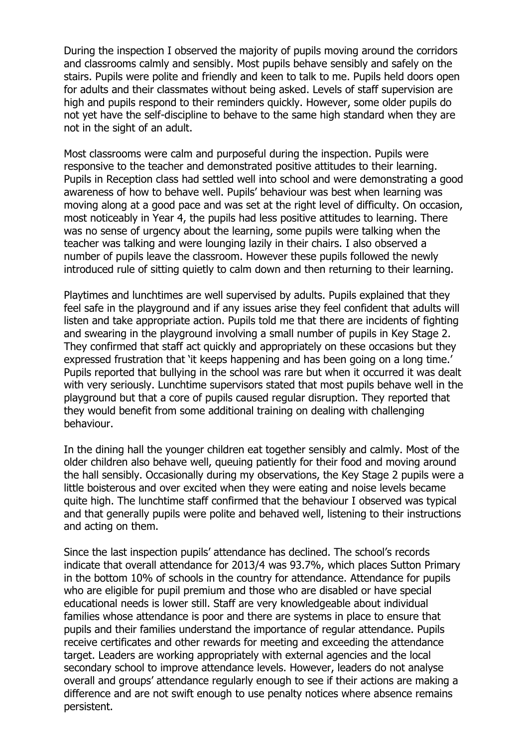During the inspection I observed the majority of pupils moving around the corridors and classrooms calmly and sensibly. Most pupils behave sensibly and safely on the stairs. Pupils were polite and friendly and keen to talk to me. Pupils held doors open for adults and their classmates without being asked. Levels of staff supervision are high and pupils respond to their reminders quickly. However, some older pupils do not yet have the self-discipline to behave to the same high standard when they are not in the sight of an adult.

Most classrooms were calm and purposeful during the inspection. Pupils were responsive to the teacher and demonstrated positive attitudes to their learning. Pupils in Reception class had settled well into school and were demonstrating a good awareness of how to behave well. Pupils' behaviour was best when learning was moving along at a good pace and was set at the right level of difficulty. On occasion, most noticeably in Year 4, the pupils had less positive attitudes to learning. There was no sense of urgency about the learning, some pupils were talking when the teacher was talking and were lounging lazily in their chairs. I also observed a number of pupils leave the classroom. However these pupils followed the newly introduced rule of sitting quietly to calm down and then returning to their learning.

Playtimes and lunchtimes are well supervised by adults. Pupils explained that they feel safe in the playground and if any issues arise they feel confident that adults will listen and take appropriate action. Pupils told me that there are incidents of fighting and swearing in the playground involving a small number of pupils in Key Stage 2. They confirmed that staff act quickly and appropriately on these occasions but they expressed frustration that 'it keeps happening and has been going on a long time.' Pupils reported that bullying in the school was rare but when it occurred it was dealt with very seriously. Lunchtime supervisors stated that most pupils behave well in the playground but that a core of pupils caused regular disruption. They reported that they would benefit from some additional training on dealing with challenging behaviour.

In the dining hall the younger children eat together sensibly and calmly. Most of the older children also behave well, queuing patiently for their food and moving around the hall sensibly. Occasionally during my observations, the Key Stage 2 pupils were a little boisterous and over excited when they were eating and noise levels became quite high. The lunchtime staff confirmed that the behaviour I observed was typical and that generally pupils were polite and behaved well, listening to their instructions and acting on them.

Since the last inspection pupils' attendance has declined. The school's records indicate that overall attendance for 2013/4 was 93.7%, which places Sutton Primary in the bottom 10% of schools in the country for attendance. Attendance for pupils who are eligible for pupil premium and those who are disabled or have special educational needs is lower still. Staff are very knowledgeable about individual families whose attendance is poor and there are systems in place to ensure that pupils and their families understand the importance of regular attendance. Pupils receive certificates and other rewards for meeting and exceeding the attendance target. Leaders are working appropriately with external agencies and the local secondary school to improve attendance levels. However, leaders do not analyse overall and groups' attendance regularly enough to see if their actions are making a difference and are not swift enough to use penalty notices where absence remains persistent.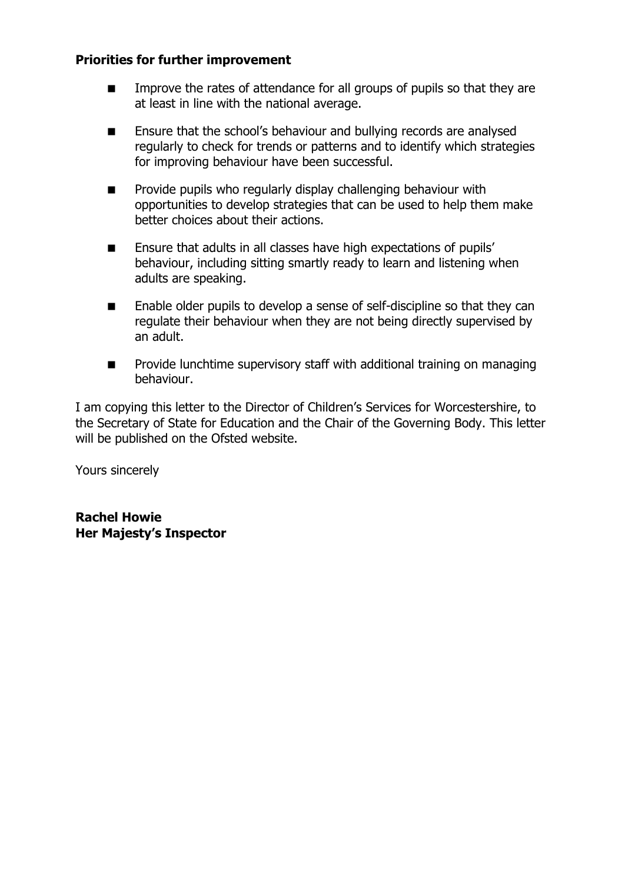**Priorities for further improvement**

- Improve the rates of attendance for all groups of pupils so that they are at least in line with the national average.
- Ensure that the school's behaviour and bullying records are analysed regularly to check for trends or patterns and to identify which strategies for improving behaviour have been successful.
- Provide pupils who regularly display challenging behaviour with opportunities to develop strategies that can be used to help them make better choices about their actions.
- Ensure that adults in all classes have high expectations of pupils' behaviour, including sitting smartly ready to learn and listening when adults are speaking.
- Enable older pupils to develop a sense of self-discipline so that they can regulate their behaviour when they are not being directly supervised by an adult.
- Provide lunchtime supervisory staff with additional training on managing behaviour.

I am copying this letter to the Director of Children's Services for Worcestershire, to the Secretary of State for Education and the Chair of the Governing Body. This letter will be published on the Ofsted website.

Yours sincerely

**Rachel Howie**
**Her Majesty's Inspector**